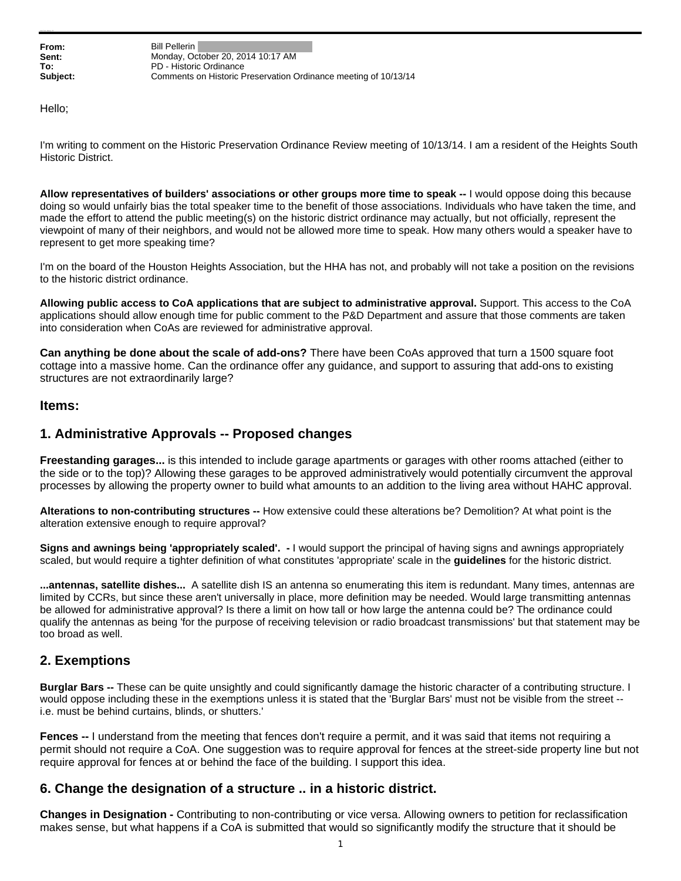**From:** Bill Pellerin
**Sent:** Monday, October 20, 2014 10:17 AM
**To:** PD - Historic Ordinance
**Subject:** Comments on Historic Preservation Ordinance meeting of 10/13/14

Hello;

I'm writing to comment on the Historic Preservation Ordinance Review meeting of 10/13/14. I am a resident of the Heights South Historic District.

**Allow representatives of builders' associations or other groups more time to speak --** I would oppose doing this because doing so would unfairly bias the total speaker time to the benefit of those associations. Individuals who have taken the time, and made the effort to attend the public meeting(s) on the historic district ordinance may actually, but not officially, represent the viewpoint of many of their neighbors, and would not be allowed more time to speak. How many others would a speaker have to represent to get more speaking time?

I'm on the board of the Houston Heights Association, but the HHA has not, and probably will not take a position on the revisions to the historic district ordinance.

**Allowing public access to CoA applications that are subject to administrative approval.** Support. This access to the CoA applications should allow enough time for public comment to the P&D Department and assure that those comments are taken into consideration when CoAs are reviewed for administrative approval.

**Can anything be done about the scale of add-ons?** There have been CoAs approved that turn a 1500 square foot cottage into a massive home. Can the ordinance offer any guidance, and support to assuring that add-ons to existing structures are not extraordinarily large?

## Items:

## 1. Administrative Approvals -- Proposed changes

**Freestanding garages...** is this intended to include garage apartments or garages with other rooms attached (either to the side or to the top)? Allowing these garages to be approved administratively would potentially circumvent the approval processes by allowing the property owner to build what amounts to an addition to the living area without HAHC approval.

**Alterations to non-contributing structures --** How extensive could these alterations be? Demolition? At what point is the alteration extensive enough to require approval?

**Signs and awnings being 'appropriately scaled'. -** I would support the principal of having signs and awnings appropriately scaled, but would require a tighter definition of what constitutes 'appropriate' scale in the **guidelines** for the historic district.

**...antennas, satellite dishes...** A satellite dish IS an antenna so enumerating this item is redundant. Many times, antennas are limited by CCRs, but since these aren't universally in place, more definition may be needed. Would large transmitting antennas be allowed for administrative approval? Is there a limit on how tall or how large the antenna could be? The ordinance could qualify the antennas as being 'for the purpose of receiving television or radio broadcast transmissions' but that statement may be too broad as well.

## 2. Exemptions

**Burglar Bars --** These can be quite unsightly and could significantly damage the historic character of a contributing structure. I would oppose including these in the exemptions unless it is stated that the 'Burglar Bars' must not be visible from the street -- i.e. must be behind curtains, blinds, or shutters.'

**Fences --** I understand from the meeting that fences don't require a permit, and it was said that items not requiring a permit should not require a CoA. One suggestion was to require approval for fences at the street-side property line but not require approval for fences at or behind the face of the building. I support this idea.

## 6. Change the designation of a structure .. in a historic district.

**Changes in Designation -** Contributing to non-contributing or vice versa. Allowing owners to petition for reclassification makes sense, but what happens if a CoA is submitted that would so significantly modify the structure that it should be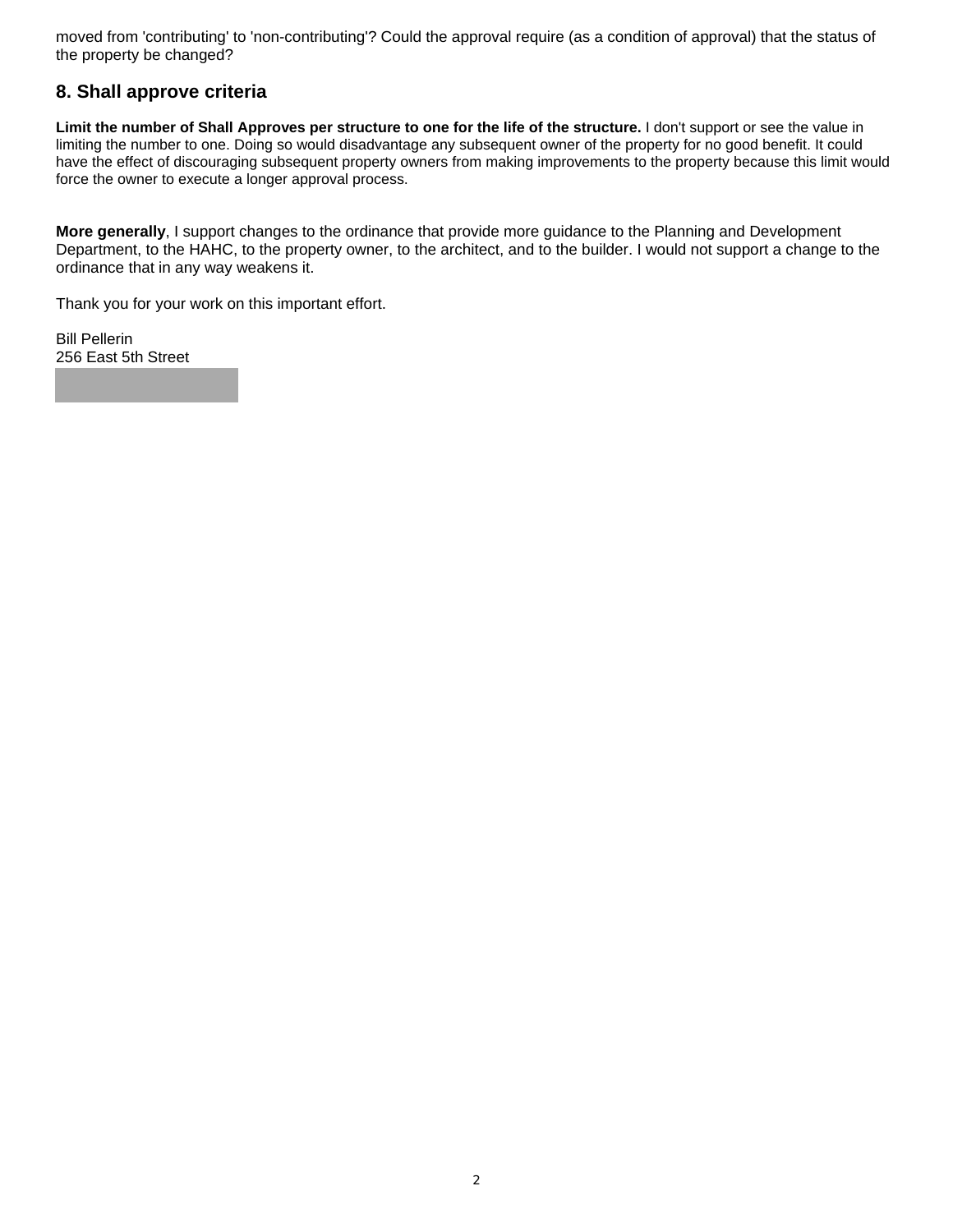moved from 'contributing' to 'non-contributing'? Could the approval require (as a condition of approval) that the status of the property be changed?

## 8. Shall approve criteria

**Limit the number of Shall Approves per structure to one for the life of the structure.** I don't support or see the value in limiting the number to one. Doing so would disadvantage any subsequent owner of the property for no good benefit. It could have the effect of discouraging subsequent property owners from making improvements to the property because this limit would force the owner to execute a longer approval process.

**More generally**, I support changes to the ordinance that provide more guidance to the Planning and Development Department, to the HAHC, to the property owner, to the architect, and to the builder. I would not support a change to the ordinance that in any way weakens it.

Thank you for your work on this important effort.

Bill Pellerin
256 East 5th Street